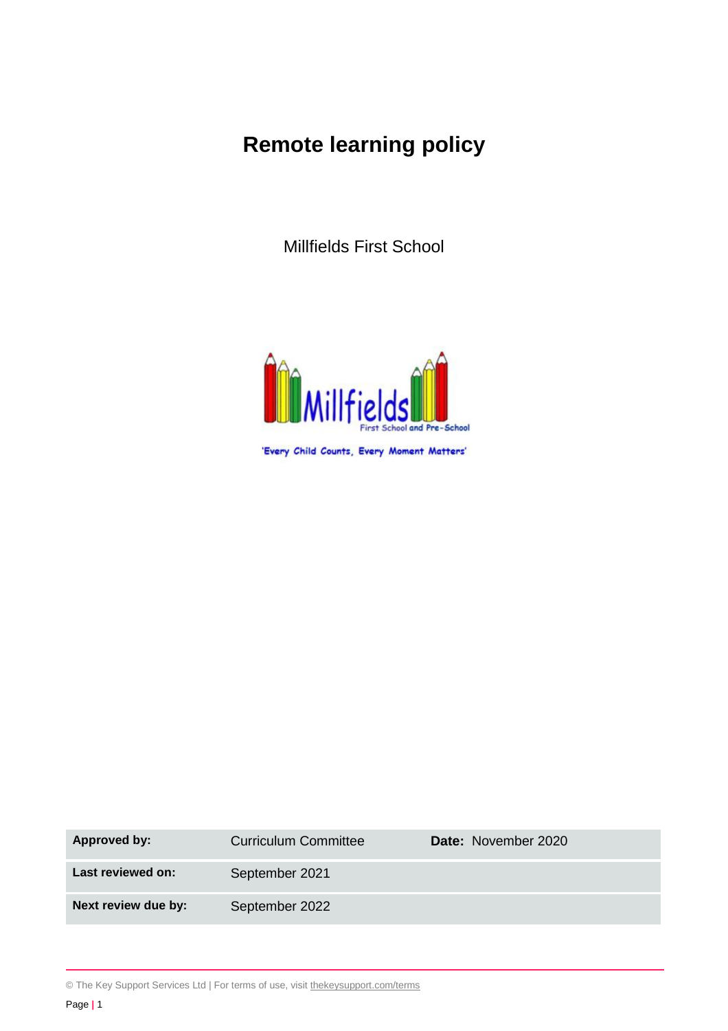# Remote learning policy

Millfields First School

'Every Child Counts, Every Moment Matters'

| | | |
|---|---|---|
| **Approved by:** | Curriculum Committee | **Date:** November 2020 |
| **Last reviewed on:** | September 2021 | |
| **Next review due by:** | September 2022 | |

© The Key Support Services Ltd | For terms of use, visit thekeysupport.com/terms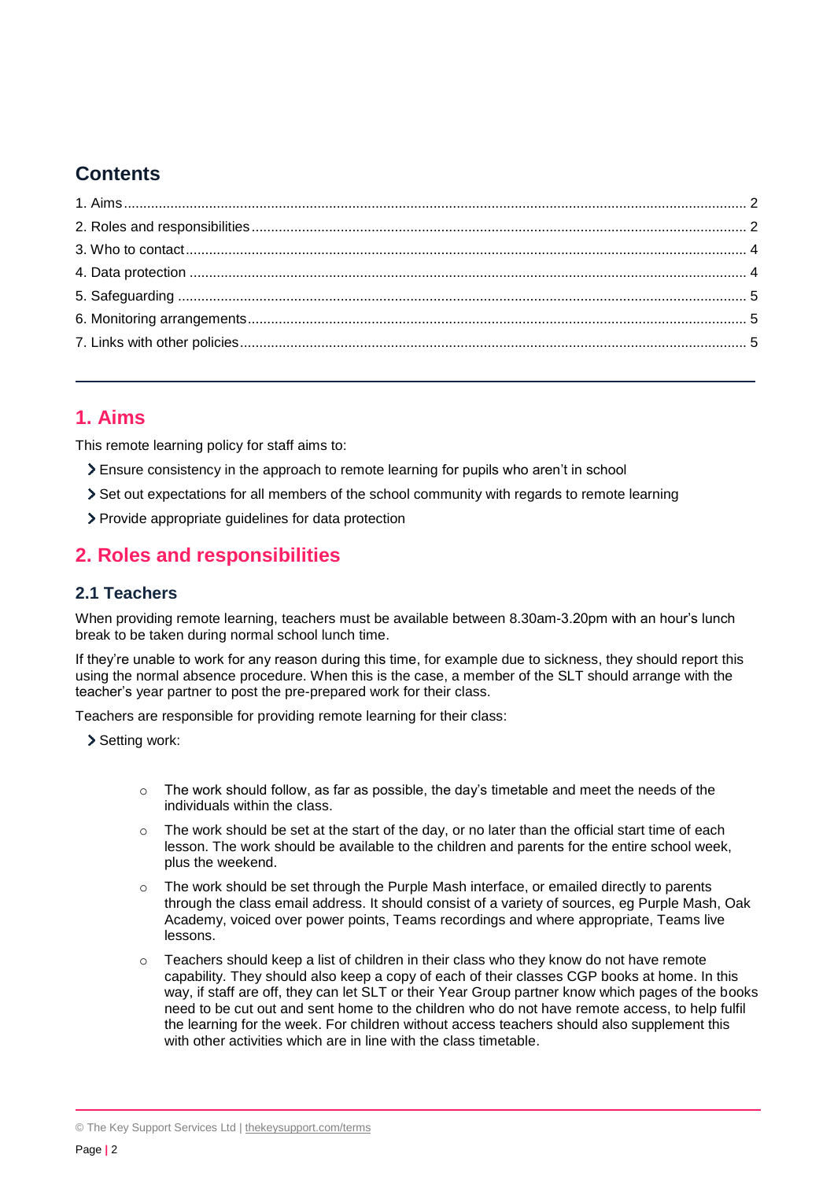## Contents

1. Aims .......... 2
2. Roles and responsibilities .......... 2
3. Who to contact .......... 4
4. Data protection .......... 4
5. Safeguarding .......... 5
6. Monitoring arrangements .......... 5
7. Links with other policies .......... 5

## 1. Aims

This remote learning policy for staff aims to:

- Ensure consistency in the approach to remote learning for pupils who aren't in school
- Set out expectations for all members of the school community with regards to remote learning
- Provide appropriate guidelines for data protection

## 2. Roles and responsibilities

### 2.1 Teachers

When providing remote learning, teachers must be available between 8.30am-3.20pm with an hour's lunch break to be taken during normal school lunch time.

If they're unable to work for any reason during this time, for example due to sickness, they should report this using the normal absence procedure. When this is the case, a member of the SLT should arrange with the teacher's year partner to post the pre-prepared work for their class.

Teachers are responsible for providing remote learning for their class:

- Setting work:
    - The work should follow, as far as possible, the day's timetable and meet the needs of the individuals within the class.
    - The work should be set at the start of the day, or no later than the official start time of each lesson. The work should be available to the children and parents for the entire school week, plus the weekend.
    - The work should be set through the Purple Mash interface, or emailed directly to parents through the class email address. It should consist of a variety of sources, eg Purple Mash, Oak Academy, voiced over power points, Teams recordings and where appropriate, Teams live lessons.
    - Teachers should keep a list of children in their class who they know do not have remote capability. They should also keep a copy of each of their classes CGP books at home. In this way, if staff are off, they can let SLT or their Year Group partner know which pages of the books need to be cut out and sent home to the children who do not have remote access, to help fulfil the learning for the week. For children without access teachers should also supplement this with other activities which are in line with the class timetable.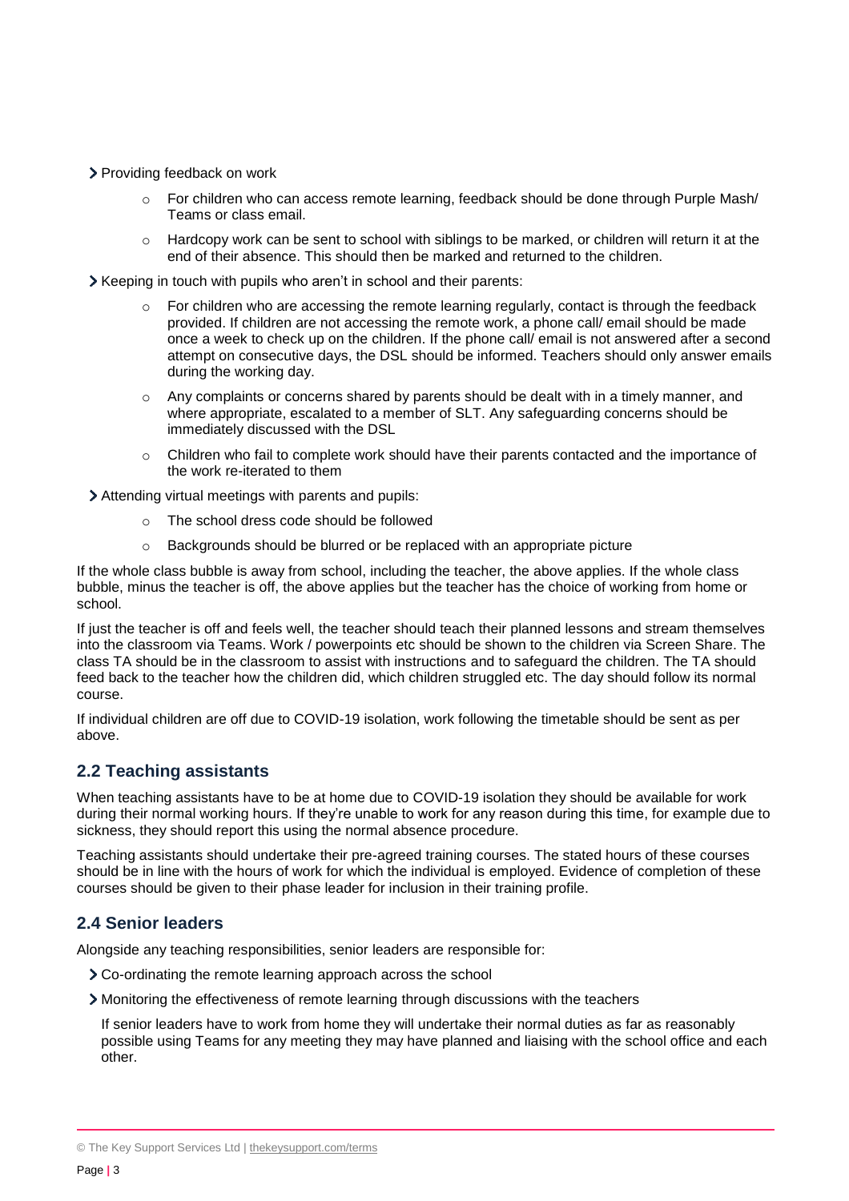- Providing feedback on work
  - For children who can access remote learning, feedback should be done through Purple Mash/ Teams or class email.
  - Hardcopy work can be sent to school with siblings to be marked, or children will return it at the end of their absence. This should then be marked and returned to the children.
- Keeping in touch with pupils who aren't in school and their parents:
  - For children who are accessing the remote learning regularly, contact is through the feedback provided. If children are not accessing the remote work, a phone call/ email should be made once a week to check up on the children. If the phone call/ email is not answered after a second attempt on consecutive days, the DSL should be informed. Teachers should only answer emails during the working day.
  - Any complaints or concerns shared by parents should be dealt with in a timely manner, and where appropriate, escalated to a member of SLT. Any safeguarding concerns should be immediately discussed with the DSL
  - Children who fail to complete work should have their parents contacted and the importance of the work re-iterated to them
- Attending virtual meetings with parents and pupils:
  - The school dress code should be followed
  - Backgrounds should be blurred or be replaced with an appropriate picture

If the whole class bubble is away from school, including the teacher, the above applies. If the whole class bubble, minus the teacher is off, the above applies but the teacher has the choice of working from home or school.

If just the teacher is off and feels well, the teacher should teach their planned lessons and stream themselves into the classroom via Teams. Work / powerpoints etc should be shown to the children via Screen Share. The class TA should be in the classroom to assist with instructions and to safeguard the children. The TA should feed back to the teacher how the children did, which children struggled etc. The day should follow its normal course.

If individual children are off due to COVID-19 isolation, work following the timetable should be sent as per above.

## 2.2 Teaching assistants

When teaching assistants have to be at home due to COVID-19 isolation they should be available for work during their normal working hours. If they're unable to work for any reason during this time, for example due to sickness, they should report this using the normal absence procedure.

Teaching assistants should undertake their pre-agreed training courses. The stated hours of these courses should be in line with the hours of work for which the individual is employed. Evidence of completion of these courses should be given to their phase leader for inclusion in their training profile.

## 2.4 Senior leaders

Alongside any teaching responsibilities, senior leaders are responsible for:

- Co-ordinating the remote learning approach across the school
- Monitoring the effectiveness of remote learning through discussions with the teachers

  If senior leaders have to work from home they will undertake their normal duties as far as reasonably possible using Teams for any meeting they may have planned and liaising with the school office and each other.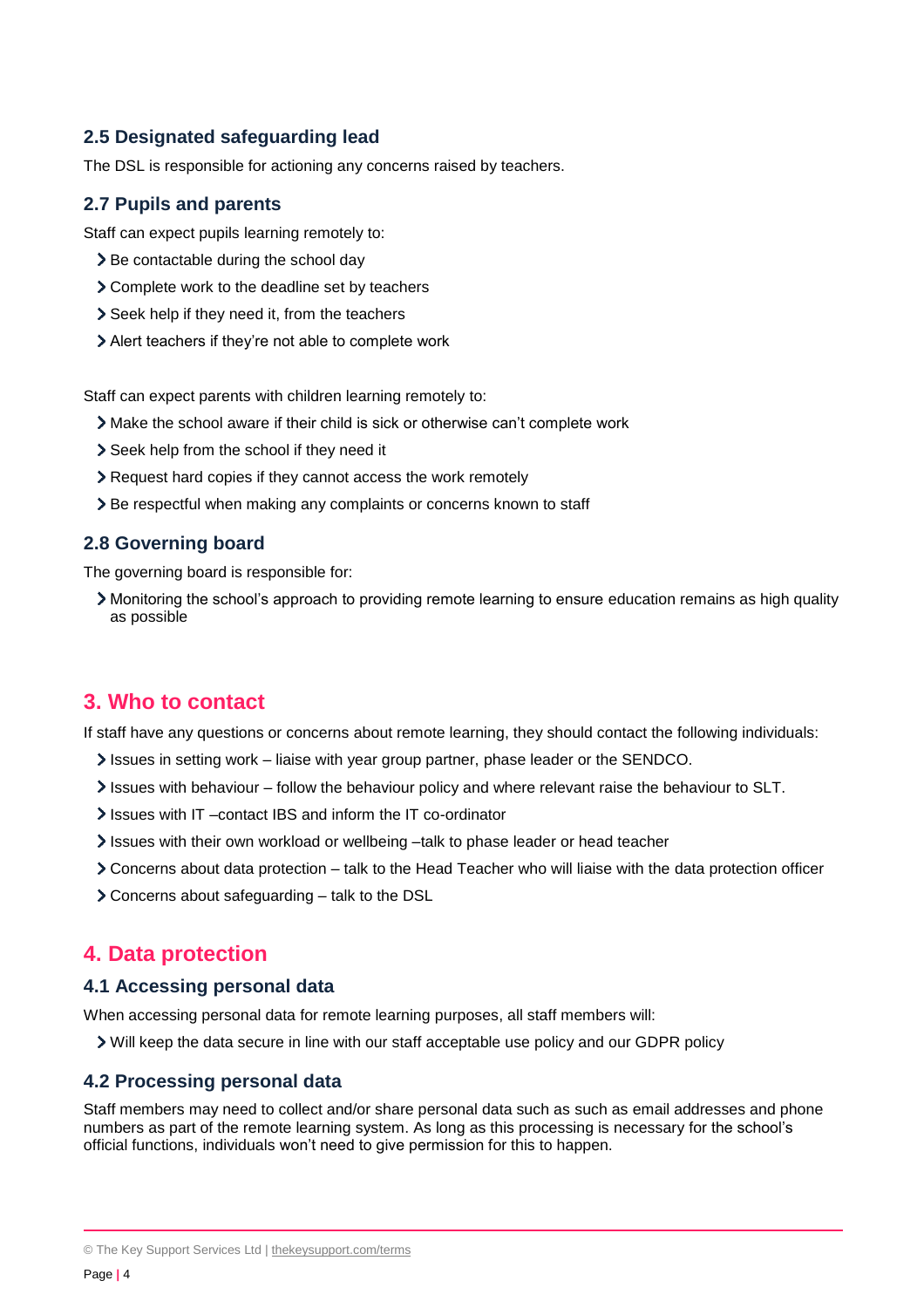### 2.5 Designated safeguarding lead

The DSL is responsible for actioning any concerns raised by teachers.

### 2.7 Pupils and parents

Staff can expect pupils learning remotely to:

- Be contactable during the school day
- Complete work to the deadline set by teachers
- Seek help if they need it, from the teachers
- Alert teachers if they're not able to complete work

Staff can expect parents with children learning remotely to:

- Make the school aware if their child is sick or otherwise can't complete work
- Seek help from the school if they need it
- Request hard copies if they cannot access the work remotely
- Be respectful when making any complaints or concerns known to staff

### 2.8 Governing board

The governing board is responsible for:

- Monitoring the school's approach to providing remote learning to ensure education remains as high quality as possible

## 3. Who to contact

If staff have any questions or concerns about remote learning, they should contact the following individuals:

- Issues in setting work – liaise with year group partner, phase leader or the SENDCO.
- Issues with behaviour – follow the behaviour policy and where relevant raise the behaviour to SLT.
- Issues with IT –contact IBS and inform the IT co-ordinator
- Issues with their own workload or wellbeing –talk to phase leader or head teacher
- Concerns about data protection – talk to the Head Teacher who will liaise with the data protection officer
- Concerns about safeguarding – talk to the DSL

## 4. Data protection

### 4.1 Accessing personal data

When accessing personal data for remote learning purposes, all staff members will:

- Will keep the data secure in line with our staff acceptable use policy and our GDPR policy

### 4.2 Processing personal data

Staff members may need to collect and/or share personal data such as such as email addresses and phone numbers as part of the remote learning system. As long as this processing is necessary for the school's official functions, individuals won't need to give permission for this to happen.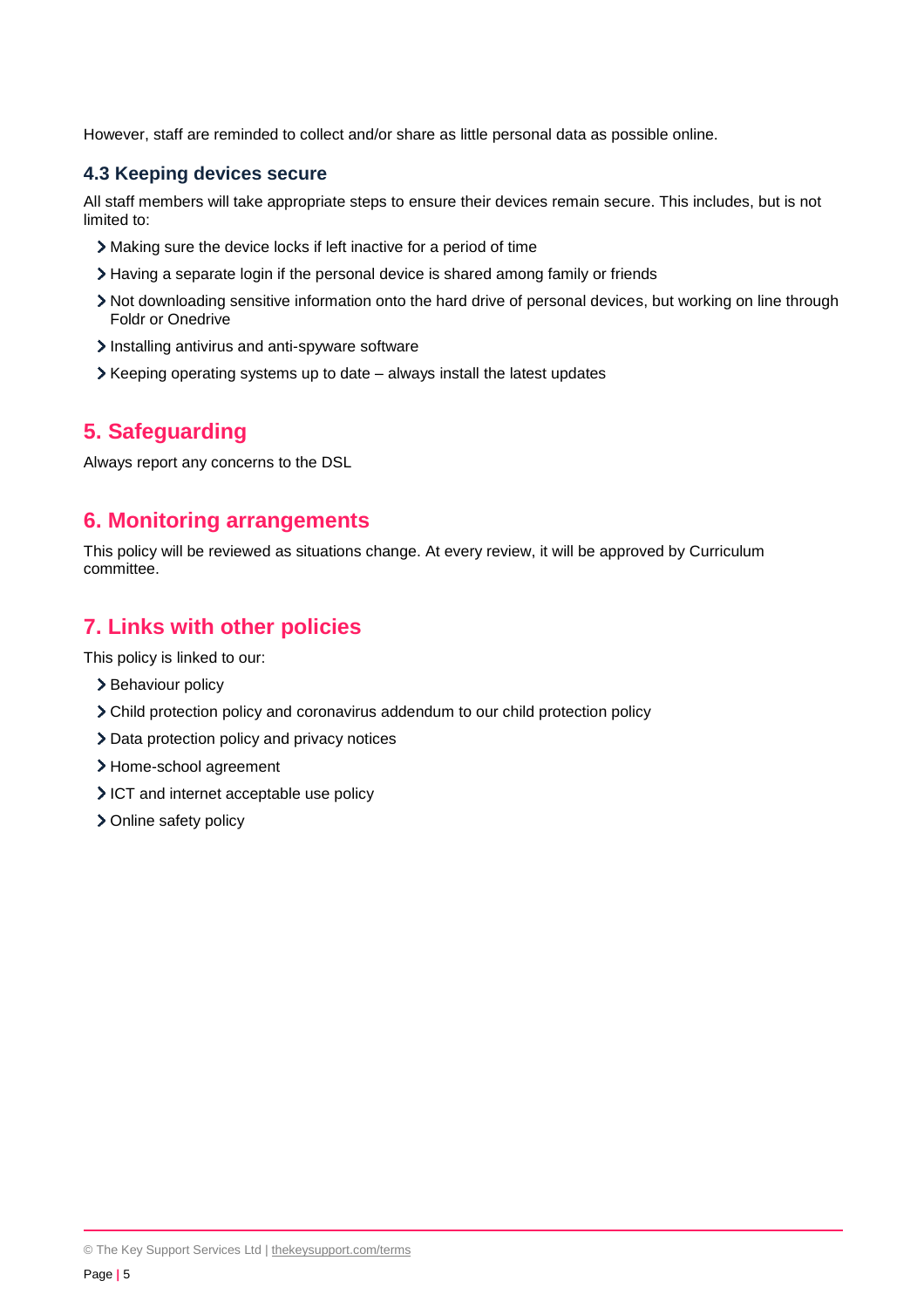However, staff are reminded to collect and/or share as little personal data as possible online.

### 4.3 Keeping devices secure

All staff members will take appropriate steps to ensure their devices remain secure. This includes, but is not limited to:

- Making sure the device locks if left inactive for a period of time
- Having a separate login if the personal device is shared among family or friends
- Not downloading sensitive information onto the hard drive of personal devices, but working on line through Foldr or Onedrive
- Installing antivirus and anti-spyware software
- Keeping operating systems up to date – always install the latest updates

## 5. Safeguarding

Always report any concerns to the DSL

## 6. Monitoring arrangements

This policy will be reviewed as situations change. At every review, it will be approved by Curriculum committee.

## 7. Links with other policies

This policy is linked to our:

- Behaviour policy
- Child protection policy and coronavirus addendum to our child protection policy
- Data protection policy and privacy notices
- Home-school agreement
- ICT and internet acceptable use policy
- Online safety policy